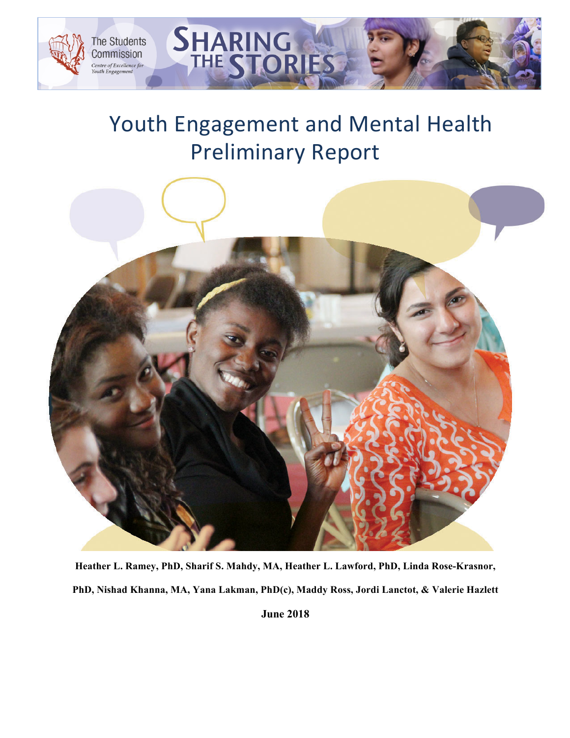The Students Commission

*Centre of Excellence for Youth Engagement*

SHARING THE STORIES

# Youth Engagement and Mental Health Preliminary Report

**Heather L. Ramey, PhD, Sharif S. Mahdy, MA, Heather L. Lawford, PhD, Linda Rose-Krasnor, PhD, Nishad Khanna, MA, Yana Lakman, PhD(c), Maddy Ross, Jordi Lanctot, & Valerie Hazlett**

**June 2018**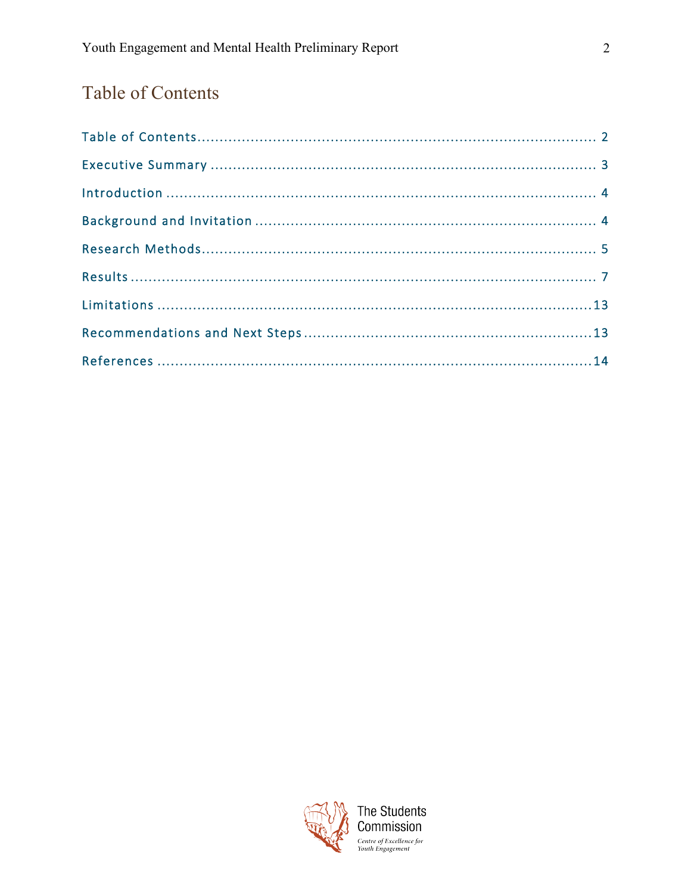# Table of Contents

Table of Contents ........................................................ 2

Executive Summary ........................................................ 3

Introduction ........................................................ 4

Background and Invitation ........................................................ 4

Research Methods ........................................................ 5

Results ........................................................ 7

Limitations ........................................................ 13

Recommendations and Next Steps ........................................................ 13

References ........................................................ 14

The Students Commission

*Centre of Excellence for Youth Engagement*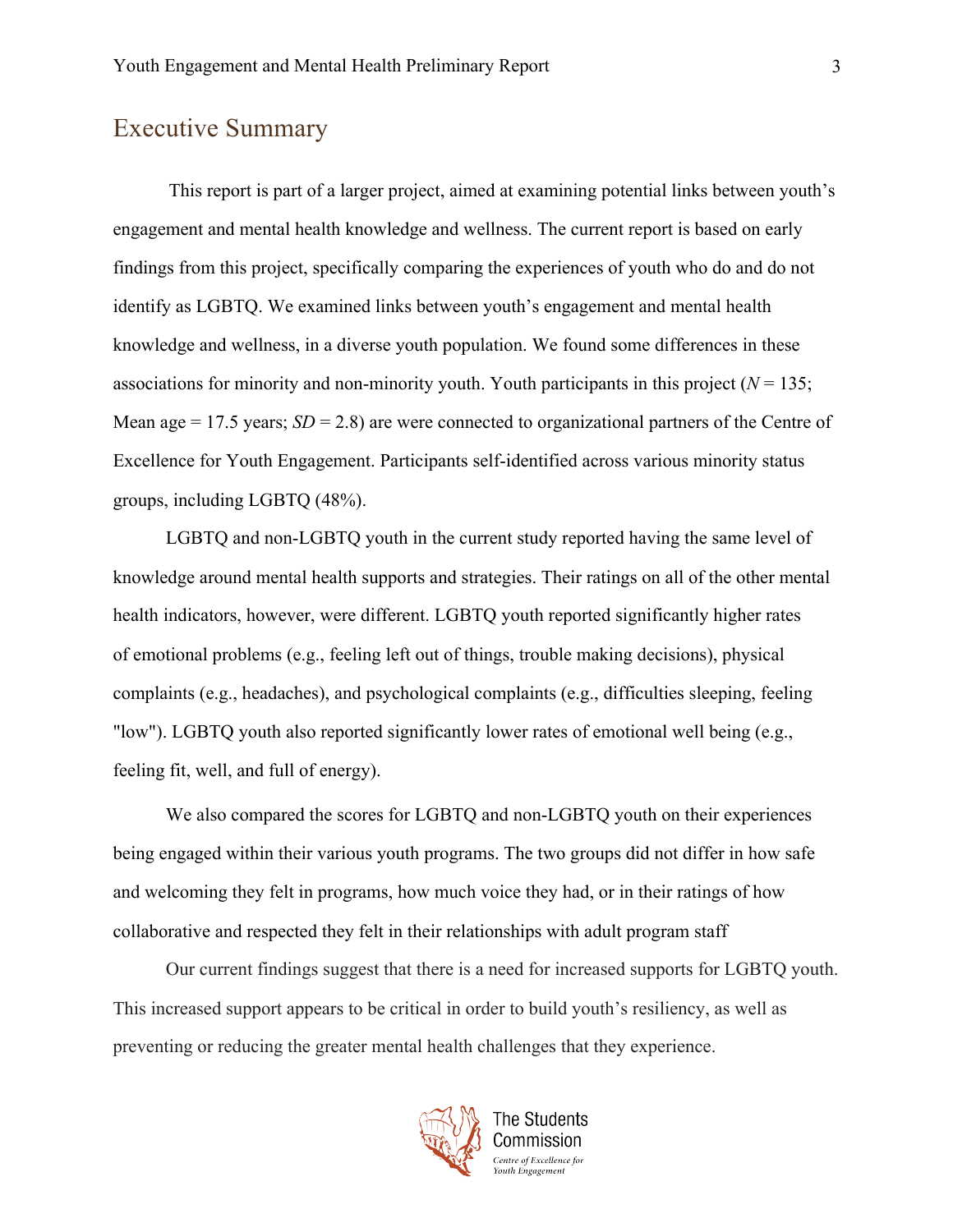# Executive Summary

This report is part of a larger project, aimed at examining potential links between youth's engagement and mental health knowledge and wellness. The current report is based on early findings from this project, specifically comparing the experiences of youth who do and do not identify as LGBTQ. We examined links between youth's engagement and mental health knowledge and wellness, in a diverse youth population. We found some differences in these associations for minority and non-minority youth. Youth participants in this project ($N = 135$; Mean age = 17.5 years; $SD = 2.8$) are were connected to organizational partners of the Centre of Excellence for Youth Engagement. Participants self-identified across various minority status groups, including LGBTQ (48%).

LGBTQ and non-LGBTQ youth in the current study reported having the same level of knowledge around mental health supports and strategies. Their ratings on all of the other mental health indicators, however, were different. LGBTQ youth reported significantly higher rates of emotional problems (e.g., feeling left out of things, trouble making decisions), physical complaints (e.g., headaches), and psychological complaints (e.g., difficulties sleeping, feeling "low"). LGBTQ youth also reported significantly lower rates of emotional well being (e.g., feeling fit, well, and full of energy).

We also compared the scores for LGBTQ and non-LGBTQ youth on their experiences being engaged within their various youth programs. The two groups did not differ in how safe and welcoming they felt in programs, how much voice they had, or in their ratings of how collaborative and respected they felt in their relationships with adult program staff

Our current findings suggest that there is a need for increased supports for LGBTQ youth. This increased support appears to be critical in order to build youth's resiliency, as well as preventing or reducing the greater mental health challenges that they experience.

The Students Commission

*Centre of Excellence for Youth Engagement*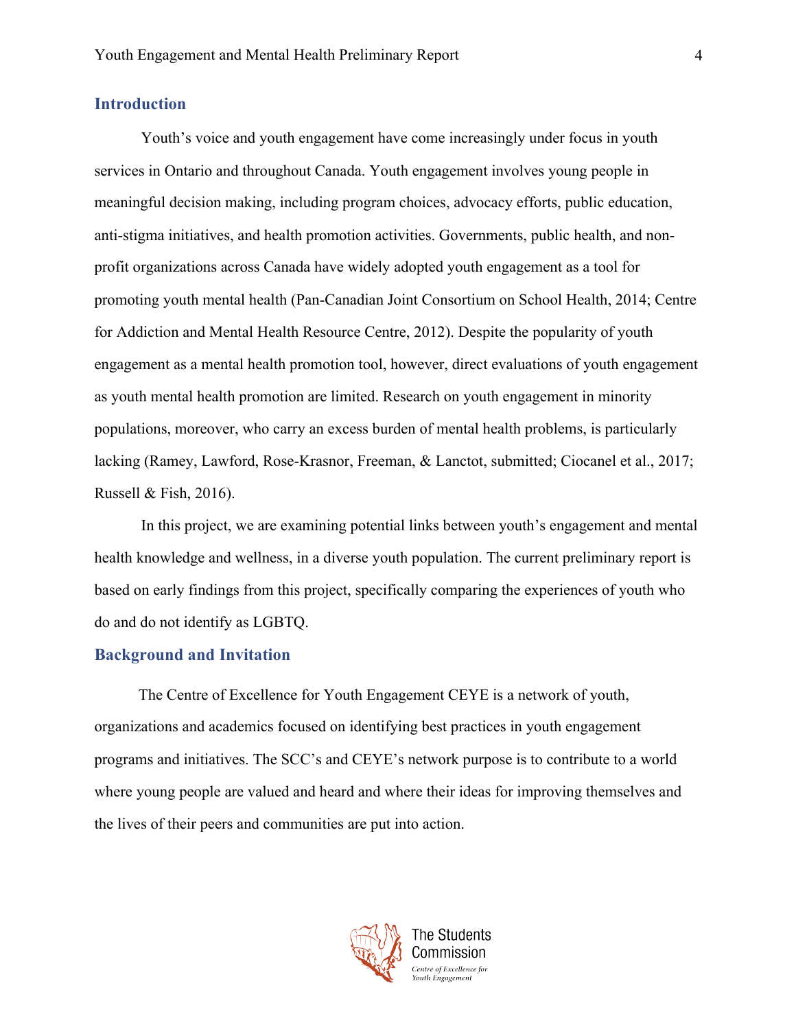## Introduction

Youth's voice and youth engagement have come increasingly under focus in youth services in Ontario and throughout Canada. Youth engagement involves young people in meaningful decision making, including program choices, advocacy efforts, public education, anti-stigma initiatives, and health promotion activities. Governments, public health, and non-profit organizations across Canada have widely adopted youth engagement as a tool for promoting youth mental health (Pan-Canadian Joint Consortium on School Health, 2014; Centre for Addiction and Mental Health Resource Centre, 2012). Despite the popularity of youth engagement as a mental health promotion tool, however, direct evaluations of youth engagement as youth mental health promotion are limited. Research on youth engagement in minority populations, moreover, who carry an excess burden of mental health problems, is particularly lacking (Ramey, Lawford, Rose-Krasnor, Freeman, & Lanctot, submitted; Ciocanel et al., 2017; Russell & Fish, 2016).

In this project, we are examining potential links between youth's engagement and mental health knowledge and wellness, in a diverse youth population. The current preliminary report is based on early findings from this project, specifically comparing the experiences of youth who do and do not identify as LGBTQ.

## Background and Invitation

The Centre of Excellence for Youth Engagement CEYE is a network of youth, organizations and academics focused on identifying best practices in youth engagement programs and initiatives. The SCC's and CEYE's network purpose is to contribute to a world where young people are valued and heard and where their ideas for improving themselves and the lives of their peers and communities are put into action.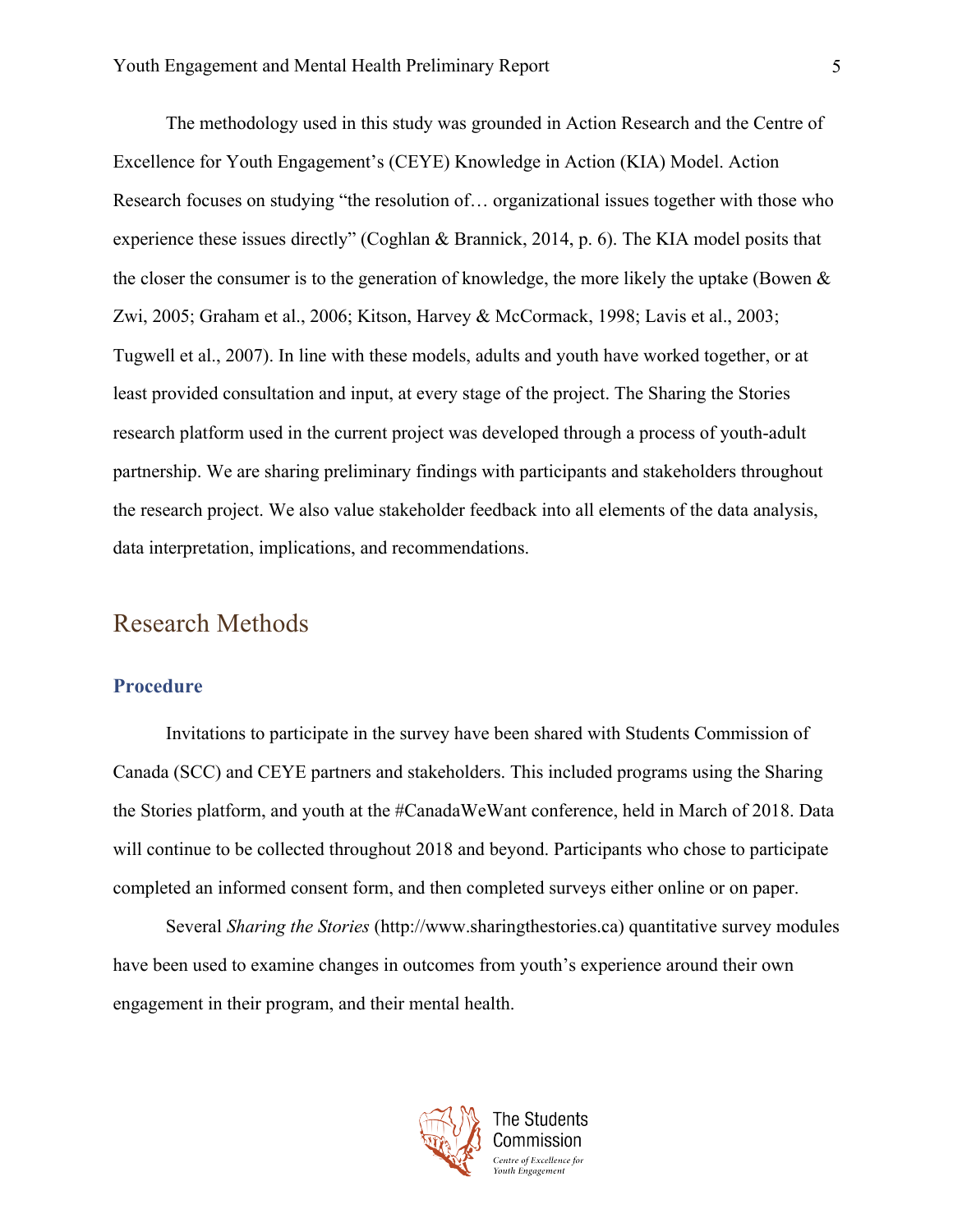The methodology used in this study was grounded in Action Research and the Centre of Excellence for Youth Engagement's (CEYE) Knowledge in Action (KIA) Model. Action Research focuses on studying "the resolution of… organizational issues together with those who experience these issues directly" (Coghlan & Brannick, 2014, p. 6). The KIA model posits that the closer the consumer is to the generation of knowledge, the more likely the uptake (Bowen & Zwi, 2005; Graham et al., 2006; Kitson, Harvey & McCormack, 1998; Lavis et al., 2003; Tugwell et al., 2007). In line with these models, adults and youth have worked together, or at least provided consultation and input, at every stage of the project. The Sharing the Stories research platform used in the current project was developed through a process of youth-adult partnership. We are sharing preliminary findings with participants and stakeholders throughout the research project. We also value stakeholder feedback into all elements of the data analysis, data interpretation, implications, and recommendations.

## Research Methods

### Procedure

Invitations to participate in the survey have been shared with Students Commission of Canada (SCC) and CEYE partners and stakeholders. This included programs using the Sharing the Stories platform, and youth at the #CanadaWeWant conference, held in March of 2018. Data will continue to be collected throughout 2018 and beyond. Participants who chose to participate completed an informed consent form, and then completed surveys either online or on paper.

Several *Sharing the Stories* (http://www.sharingthestories.ca) quantitative survey modules have been used to examine changes in outcomes from youth's experience around their own engagement in their program, and their mental health.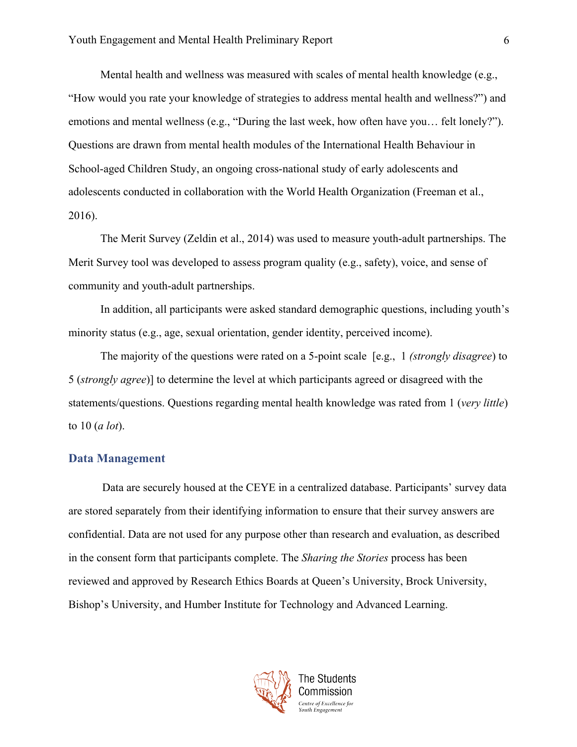Mental health and wellness was measured with scales of mental health knowledge (e.g., “How would you rate your knowledge of strategies to address mental health and wellness?”) and emotions and mental wellness (e.g., “During the last week, how often have you… felt lonely?”). Questions are drawn from mental health modules of the International Health Behaviour in School-aged Children Study, an ongoing cross-national study of early adolescents and adolescents conducted in collaboration with the World Health Organization (Freeman et al., 2016).

The Merit Survey (Zeldin et al., 2014) was used to measure youth-adult partnerships. The Merit Survey tool was developed to assess program quality (e.g., safety), voice, and sense of community and youth-adult partnerships.

In addition, all participants were asked standard demographic questions, including youth’s minority status (e.g., age, sexual orientation, gender identity, perceived income).

The majority of the questions were rated on a 5-point scale [e.g., 1 *(strongly disagree*) to 5 (*strongly agree*)] to determine the level at which participants agreed or disagreed with the statements/questions. Questions regarding mental health knowledge was rated from 1 (*very little*) to 10 (*a lot*).

## Data Management

Data are securely housed at the CEYE in a centralized database. Participants’ survey data are stored separately from their identifying information to ensure that their survey answers are confidential. Data are not used for any purpose other than research and evaluation, as described in the consent form that participants complete. The *Sharing the Stories* process has been reviewed and approved by Research Ethics Boards at Queen’s University, Brock University, Bishop’s University, and Humber Institute for Technology and Advanced Learning.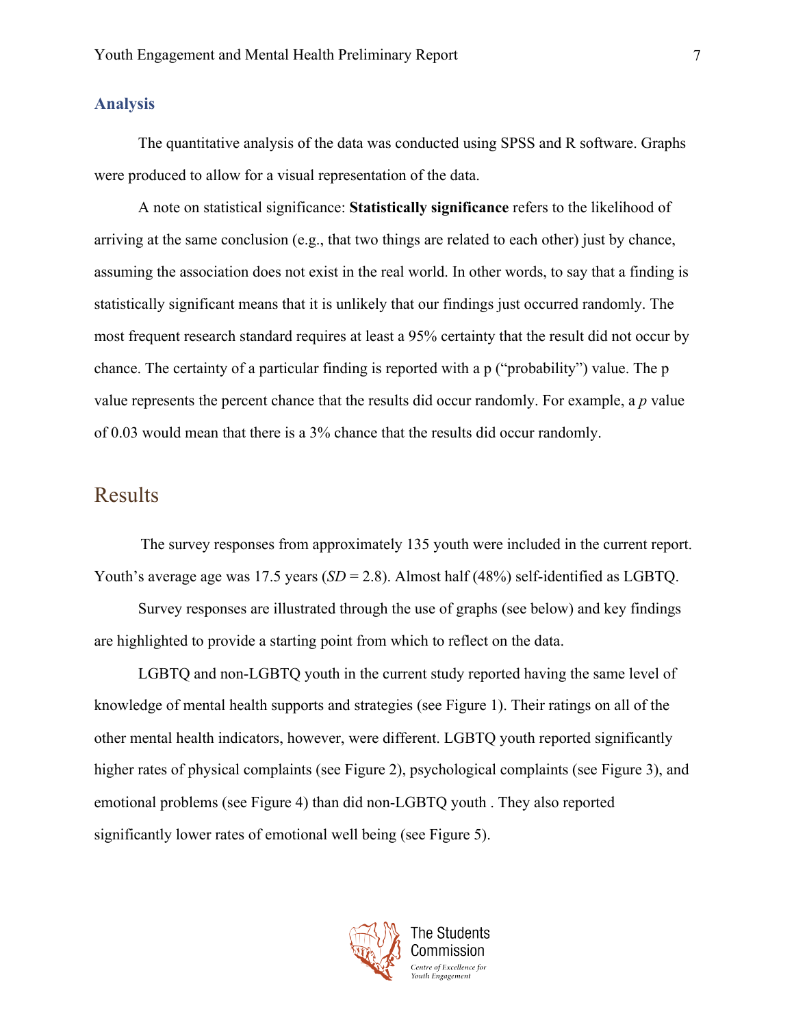## Analysis

The quantitative analysis of the data was conducted using SPSS and R software. Graphs were produced to allow for a visual representation of the data.

A note on statistical significance: **Statistically significance** refers to the likelihood of arriving at the same conclusion (e.g., that two things are related to each other) just by chance, assuming the association does not exist in the real world. In other words, to say that a finding is statistically significant means that it is unlikely that our findings just occurred randomly. The most frequent research standard requires at least a 95% certainty that the result did not occur by chance. The certainty of a particular finding is reported with a p ("probability") value. The p value represents the percent chance that the results did occur randomly. For example, a *p* value of 0.03 would mean that there is a 3% chance that the results did occur randomly.

# Results

The survey responses from approximately 135 youth were included in the current report. Youth's average age was 17.5 years (*SD* = 2.8). Almost half (48%) self-identified as LGBTQ.

Survey responses are illustrated through the use of graphs (see below) and key findings are highlighted to provide a starting point from which to reflect on the data.

LGBTQ and non-LGBTQ youth in the current study reported having the same level of knowledge of mental health supports and strategies (see Figure 1). Their ratings on all of the other mental health indicators, however, were different. LGBTQ youth reported significantly higher rates of physical complaints (see Figure 2), psychological complaints (see Figure 3), and emotional problems (see Figure 4) than did non-LGBTQ youth . They also reported significantly lower rates of emotional well being (see Figure 5).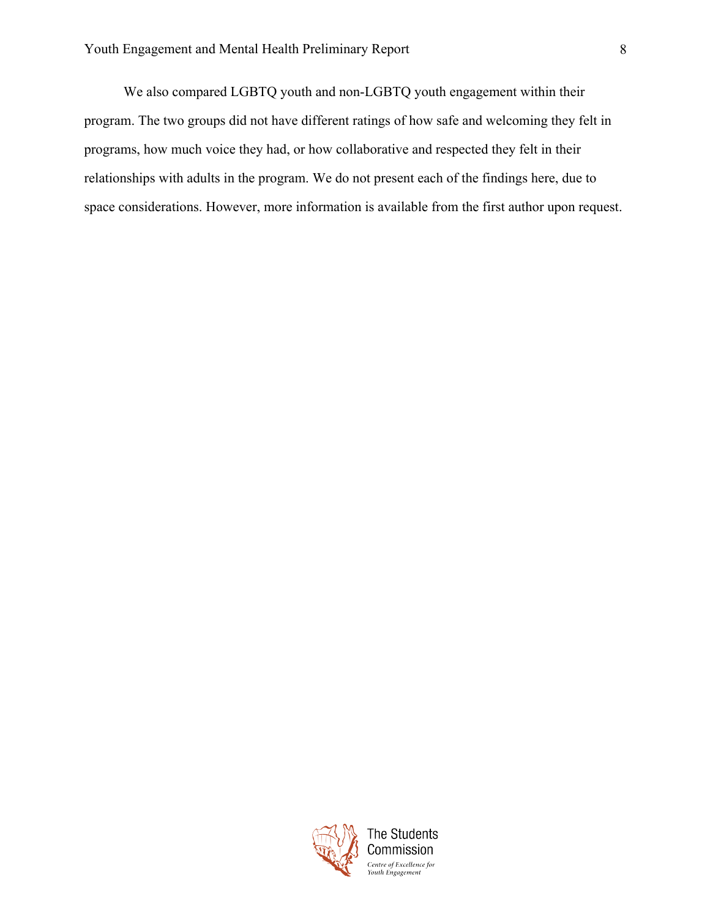We also compared LGBTQ youth and non-LGBTQ youth engagement within their program. The two groups did not have different ratings of how safe and welcoming they felt in programs, how much voice they had, or how collaborative and respected they felt in their relationships with adults in the program. We do not present each of the findings here, due to space considerations. However, more information is available from the first author upon request.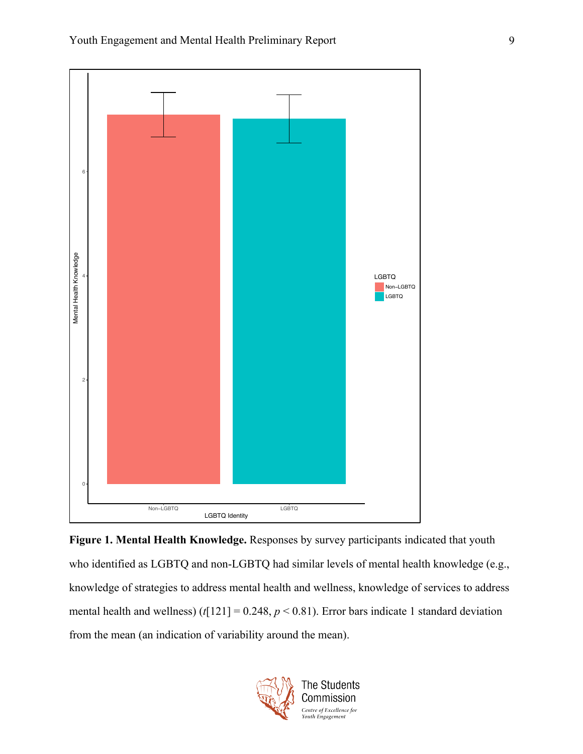**Figure 1. Mental Health Knowledge.** Responses by survey participants indicated that youth who identified as LGBTQ and non-LGBTQ had similar levels of mental health knowledge (e.g., knowledge of strategies to address mental health and wellness, knowledge of services to address mental health and wellness) ($t[121] = 0.248$, $p < 0.81$). Error bars indicate 1 standard deviation from the mean (an indication of variability around the mean).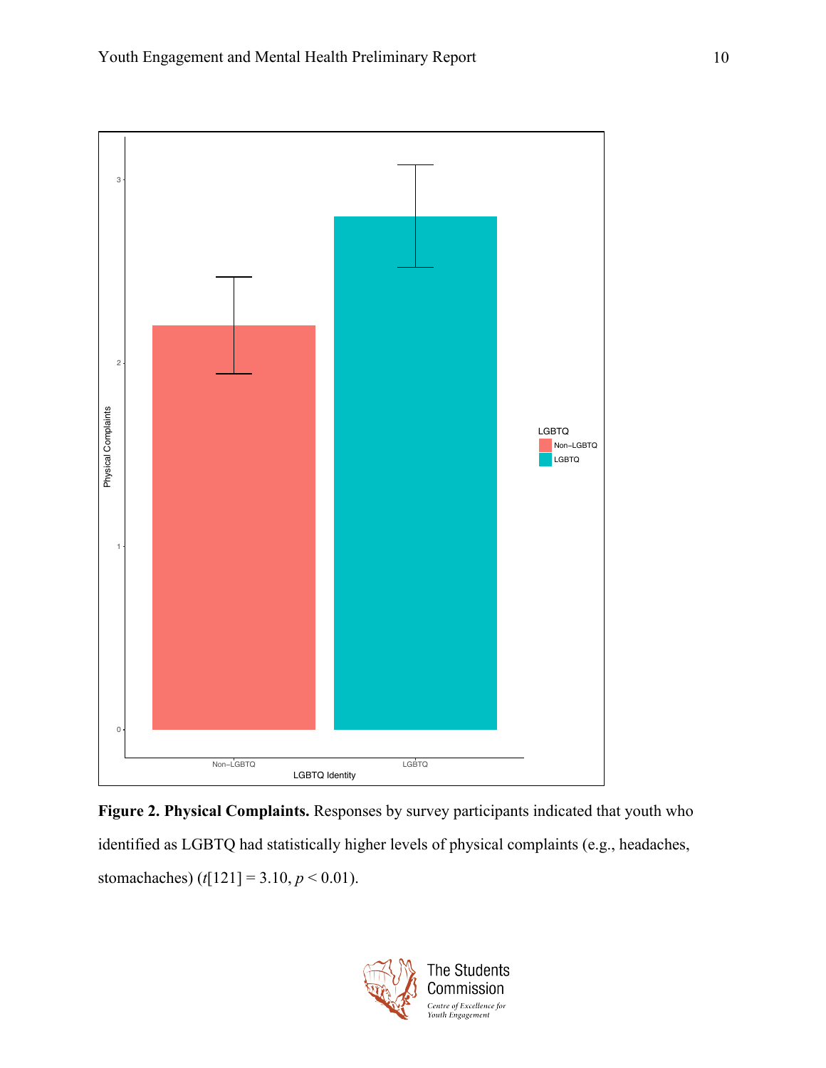**Figure 2. Physical Complaints.** Responses by survey participants indicated that youth who identified as LGBTQ had statistically higher levels of physical complaints (e.g., headaches, stomachaches) ($t[121] = 3.10$, $p < 0.01$).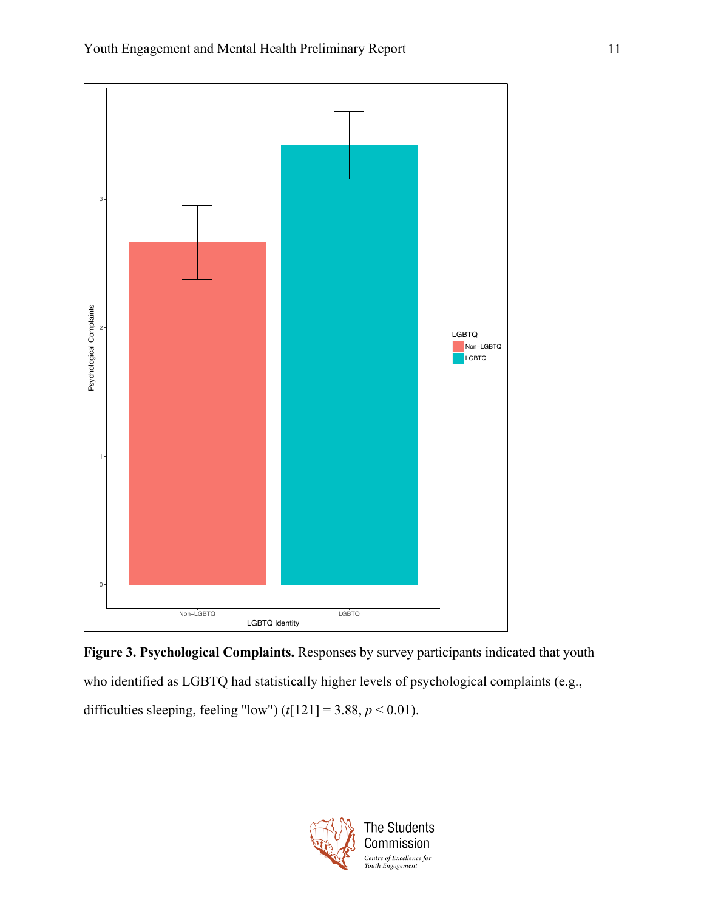**Figure 3. Psychological Complaints.** Responses by survey participants indicated that youth who identified as LGBTQ had statistically higher levels of psychological complaints (e.g., difficulties sleeping, feeling "low") ($t$[121] = 3.88, $p < 0.01$).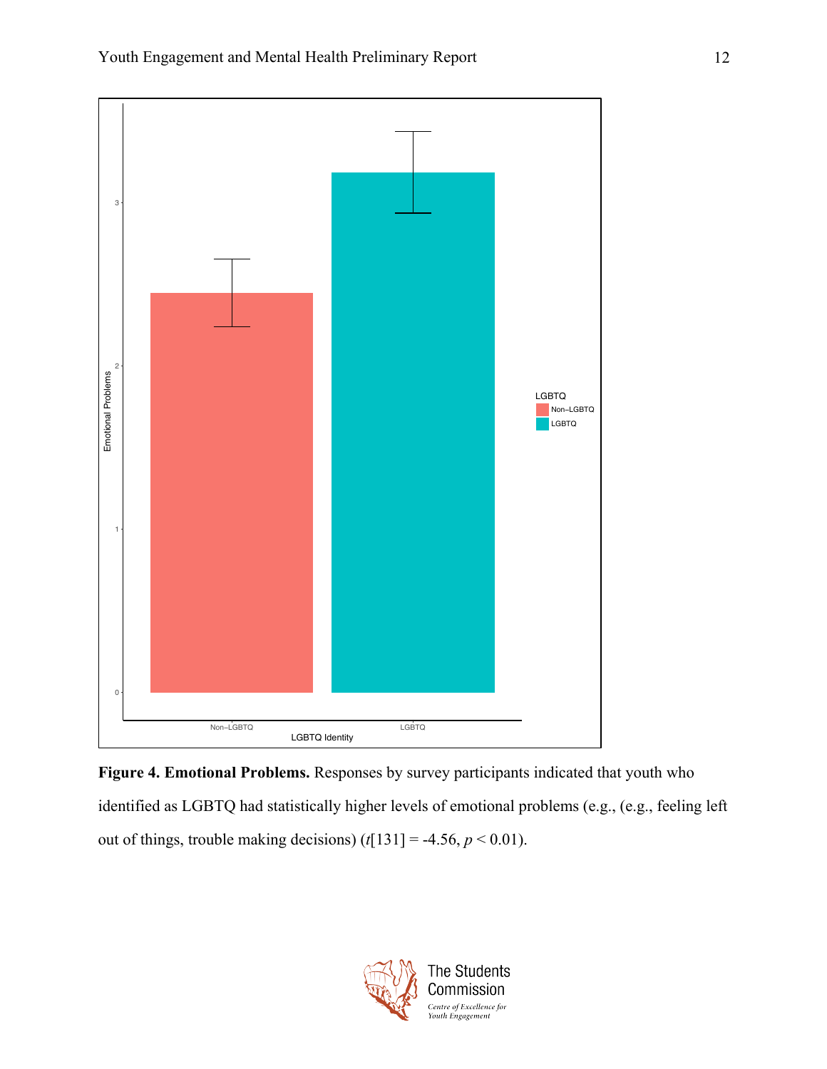**Figure 4. Emotional Problems.** Responses by survey participants indicated that youth who identified as LGBTQ had statistically higher levels of emotional problems (e.g., (e.g., feeling left out of things, trouble making decisions) ($t$[131] = -4.56, $p < 0.01$).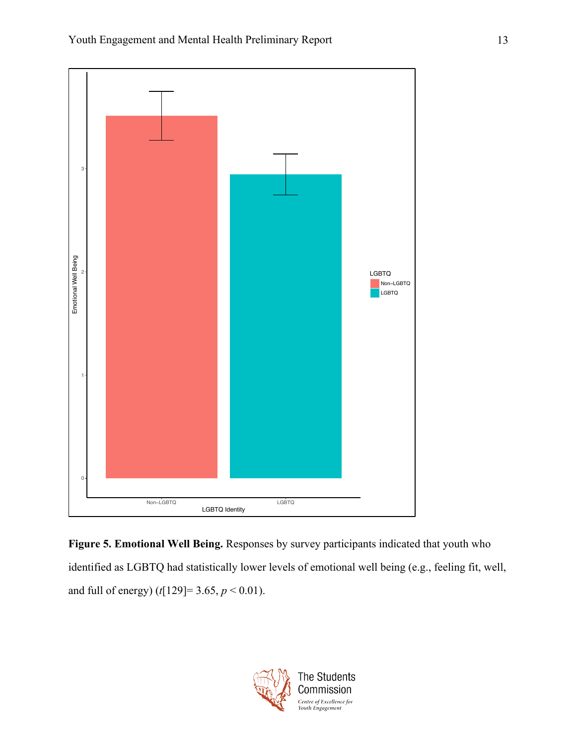**Figure 5. Emotional Well Being.** Responses by survey participants indicated that youth who identified as LGBTQ had statistically lower levels of emotional well being (e.g., feeling fit, well, and full of energy) ($t[129] = 3.65$, $p < 0.01$).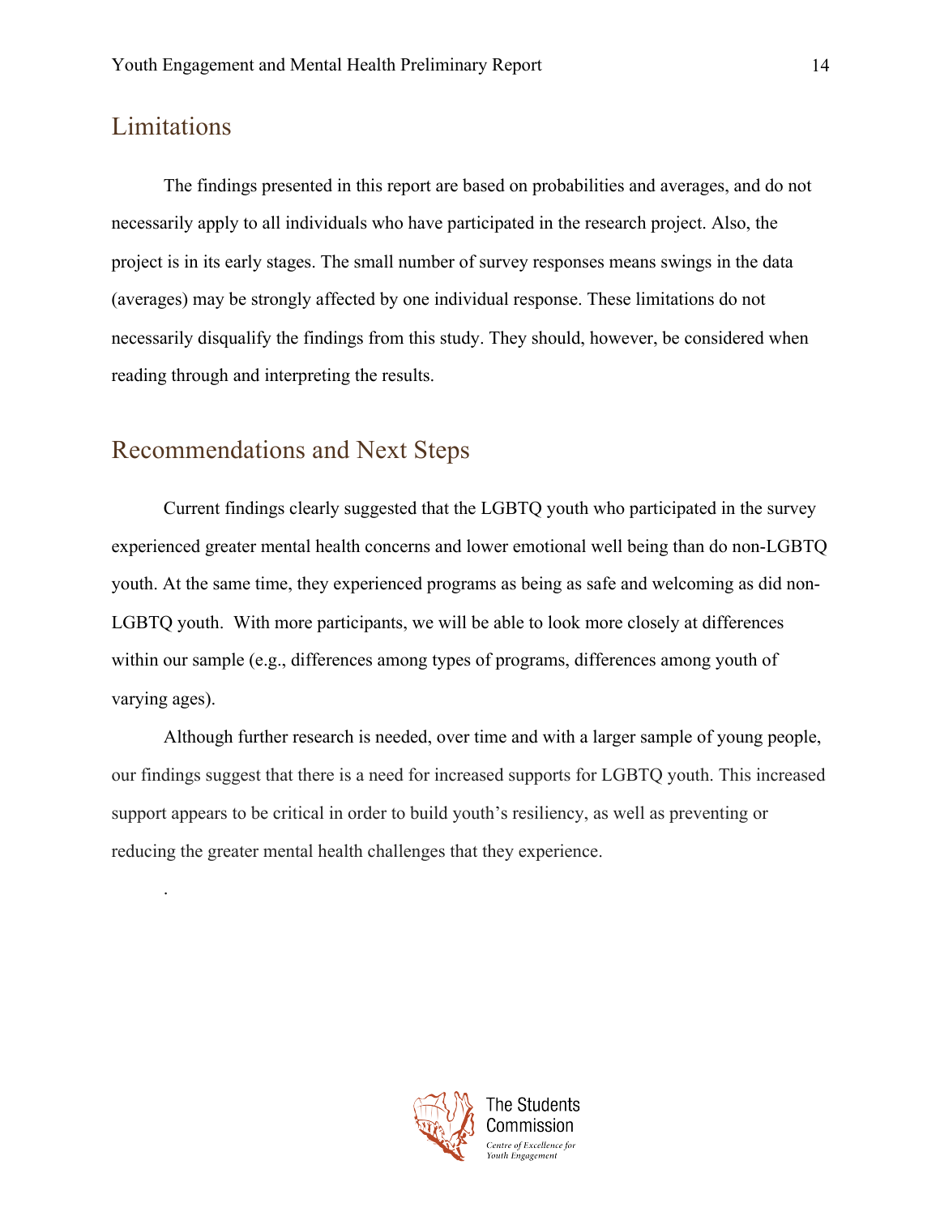## Limitations

The findings presented in this report are based on probabilities and averages, and do not necessarily apply to all individuals who have participated in the research project. Also, the project is in its early stages. The small number of survey responses means swings in the data (averages) may be strongly affected by one individual response. These limitations do not necessarily disqualify the findings from this study. They should, however, be considered when reading through and interpreting the results.

## Recommendations and Next Steps

Current findings clearly suggested that the LGBTQ youth who participated in the survey experienced greater mental health concerns and lower emotional well being than do non-LGBTQ youth. At the same time, they experienced programs as being as safe and welcoming as did non-LGBTQ youth. With more participants, we will be able to look more closely at differences within our sample (e.g., differences among types of programs, differences among youth of varying ages).

Although further research is needed, over time and with a larger sample of young people, our findings suggest that there is a need for increased supports for LGBTQ youth. This increased support appears to be critical in order to build youth's resiliency, as well as preventing or reducing the greater mental health challenges that they experience.

.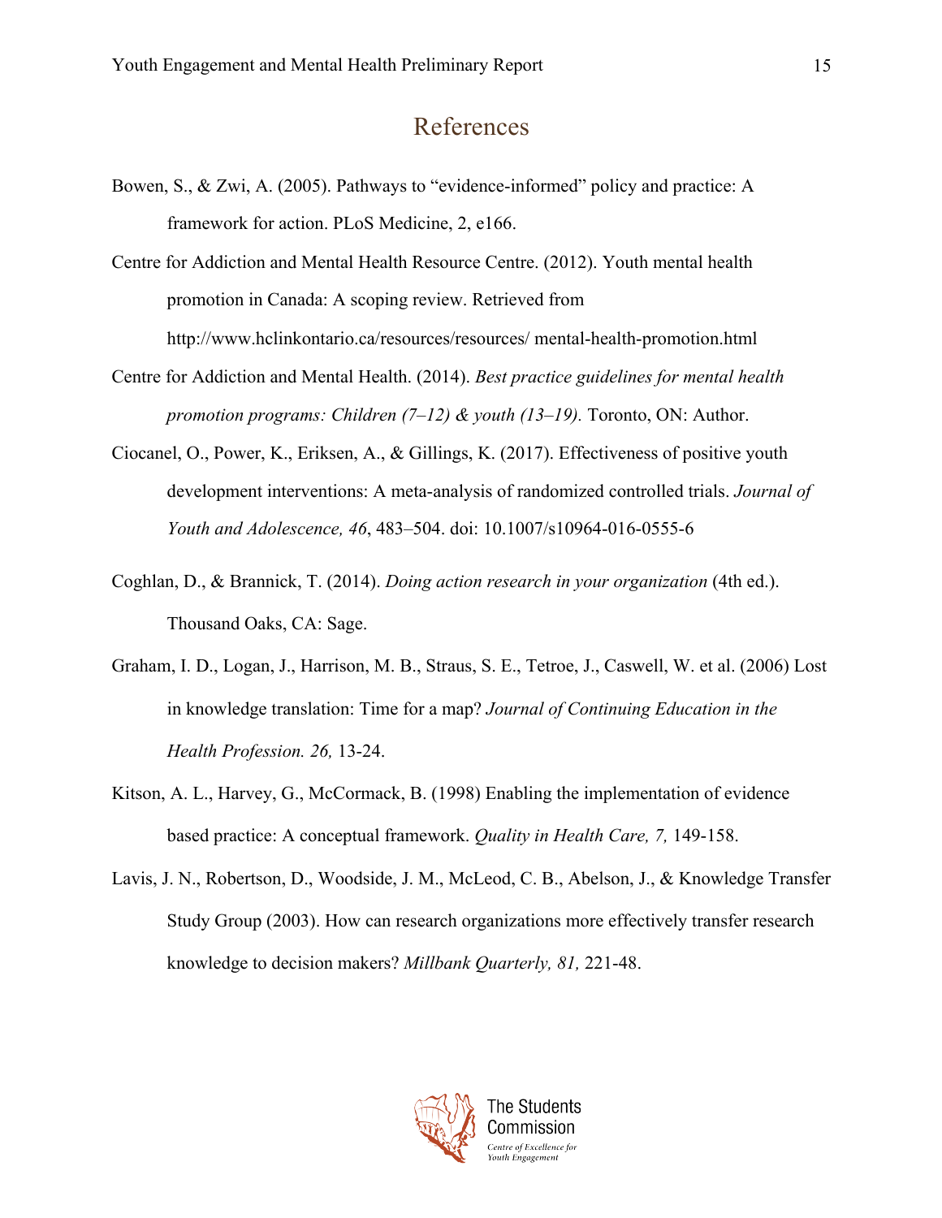# References

Bowen, S., & Zwi, A. (2005). Pathways to "evidence-informed" policy and practice: A framework for action. PLoS Medicine, 2, e166.

Centre for Addiction and Mental Health Resource Centre. (2012). Youth mental health promotion in Canada: A scoping review. Retrieved from http://www.hclinkontario.ca/resources/resources/ mental-health-promotion.html

Centre for Addiction and Mental Health. (2014). *Best practice guidelines for mental health promotion programs: Children (7–12) & youth (13–19).* Toronto, ON: Author.

Ciocanel, O., Power, K., Eriksen, A., & Gillings, K. (2017). Effectiveness of positive youth development interventions: A meta-analysis of randomized controlled trials. *Journal of Youth and Adolescence, 46*, 483–504. doi: 10.1007/s10964-016-0555-6

Coghlan, D., & Brannick, T. (2014). *Doing action research in your organization* (4th ed.). Thousand Oaks, CA: Sage.

Graham, I. D., Logan, J., Harrison, M. B., Straus, S. E., Tetroe, J., Caswell, W. et al. (2006) Lost in knowledge translation: Time for a map? *Journal of Continuing Education in the Health Profession. 26,* 13-24.

Kitson, A. L., Harvey, G., McCormack, B. (1998) Enabling the implementation of evidence based practice: A conceptual framework. *Quality in Health Care, 7,* 149-158.

Lavis, J. N., Robertson, D., Woodside, J. M., McLeod, C. B., Abelson, J., & Knowledge Transfer Study Group (2003). How can research organizations more effectively transfer research knowledge to decision makers? *Millbank Quarterly, 81,* 221-48.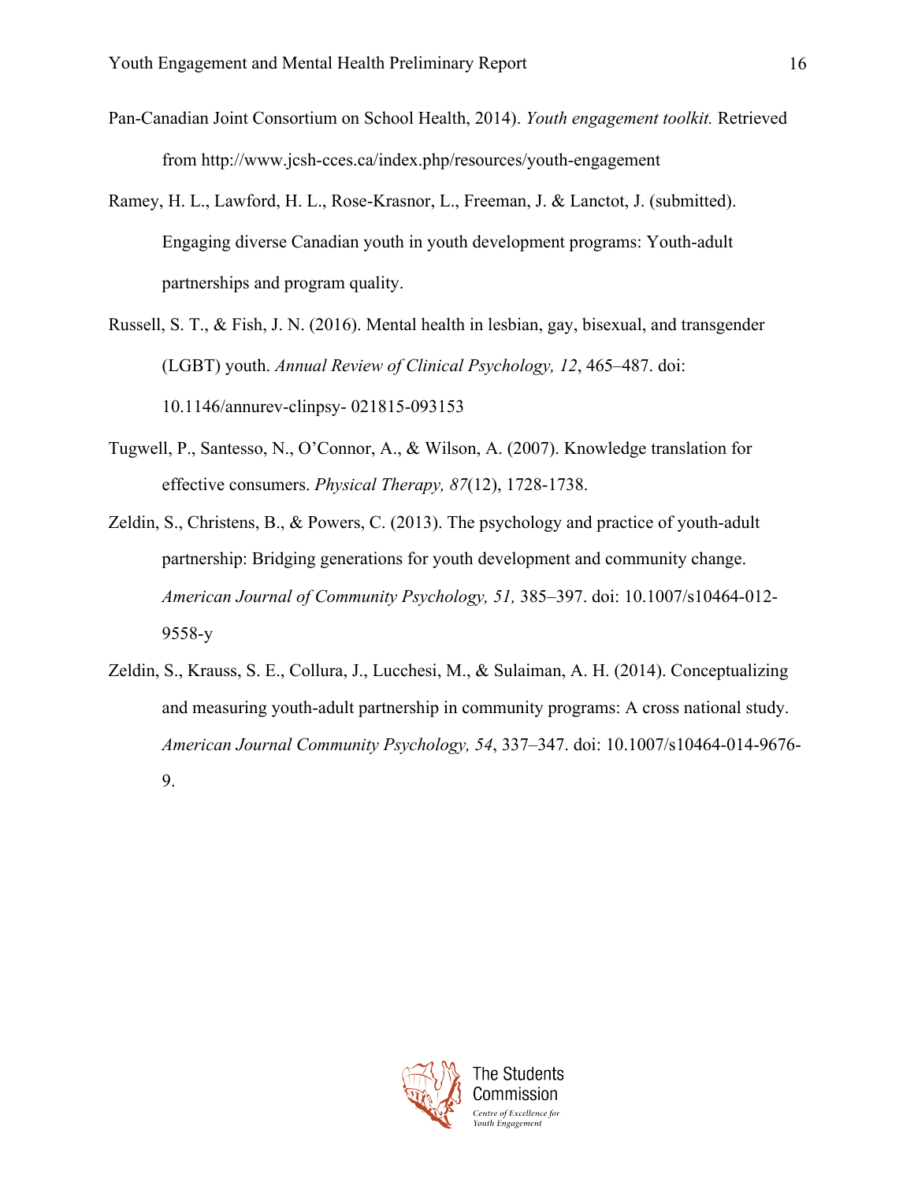Pan-Canadian Joint Consortium on School Health, 2014). *Youth engagement toolkit.* Retrieved from http://www.jcsh-cces.ca/index.php/resources/youth-engagement

Ramey, H. L., Lawford, H. L., Rose-Krasnor, L., Freeman, J. & Lanctot, J. (submitted). Engaging diverse Canadian youth in youth development programs: Youth-adult partnerships and program quality.

Russell, S. T., & Fish, J. N. (2016). Mental health in lesbian, gay, bisexual, and transgender (LGBT) youth. *Annual Review of Clinical Psychology, 12*, 465–487. doi: 10.1146/annurev-clinpsy- 021815-093153

Tugwell, P., Santesso, N., O'Connor, A., & Wilson, A. (2007). Knowledge translation for effective consumers. *Physical Therapy, 87*(12), 1728-1738.

Zeldin, S., Christens, B., & Powers, C. (2013). The psychology and practice of youth-adult partnership: Bridging generations for youth development and community change. *American Journal of Community Psychology, 51,* 385–397. doi: 10.1007/s10464-012-9558-y

Zeldin, S., Krauss, S. E., Collura, J., Lucchesi, M., & Sulaiman, A. H. (2014). Conceptualizing and measuring youth-adult partnership in community programs: A cross national study. *American Journal Community Psychology, 54*, 337–347. doi: 10.1007/s10464-014-9676-9.

The Students Commission

*Centre of Excellence for Youth Engagement*